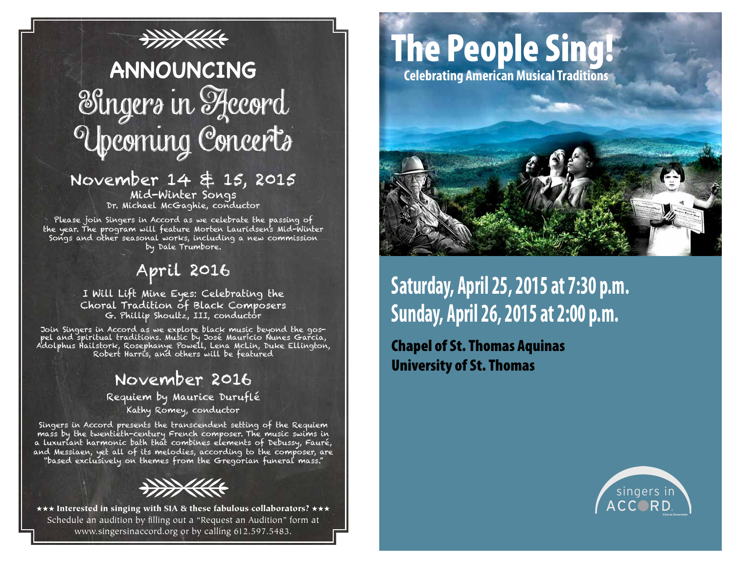# ANNOUNCING

# Singers in Accord Upcoming Concerts

## November 14 & 15, 2015

**Mid-Winter Songs**
Dr. Michael McGaghie, conductor

Please join Singers in Accord as we celebrate the passing of the year. The program will feature Morten Lauridsen's Mid-Winter Songs and other seasonal works, including a new commission by Dale Trumbore.

## April 2016

**I Will Lift Mine Eyes: Celebrating the Choral Tradition of Black Composers**
G. Phillip Shoultz, III, conductor

Join Singers in Accord as we explore black music beyond the gospel and spiritual traditions. Music by José Maurício Nunes Garcia, Adolphus Hailstork, Rosephanye Powell, Lena McLin, Duke Ellington, Robert Harris, and others will be featured

## November 2016

**Requiem by Maurice Duruflé**
Kathy Romey, conductor

Singers in Accord presents the transcendent setting of the Requiem mass by the twentieth-century French composer. The music swims in a luxuriant harmonic bath that combines elements of Debussy, Fauré, and Messiaen, yet all of its melodies, according to the composer, are "based exclusively on themes from the Gregorian funeral mass."

★★★ **Interested in singing with SIA & these fabulous collaborators?** ★★★
Schedule an audition by filling out a "Request an Audition" form at www.singersinaccord.org or by calling 612.597.5483.

# The People Sing!

### Celebrating American Musical Traditions

## Saturday, April 25, 2015 at 7:30 p.m.
## Sunday, April 26, 2015 at 2:00 p.m.

**Chapel of St. Thomas Aquinas**
**University of St. Thomas**

singers in ACCORD
Choral Ensemble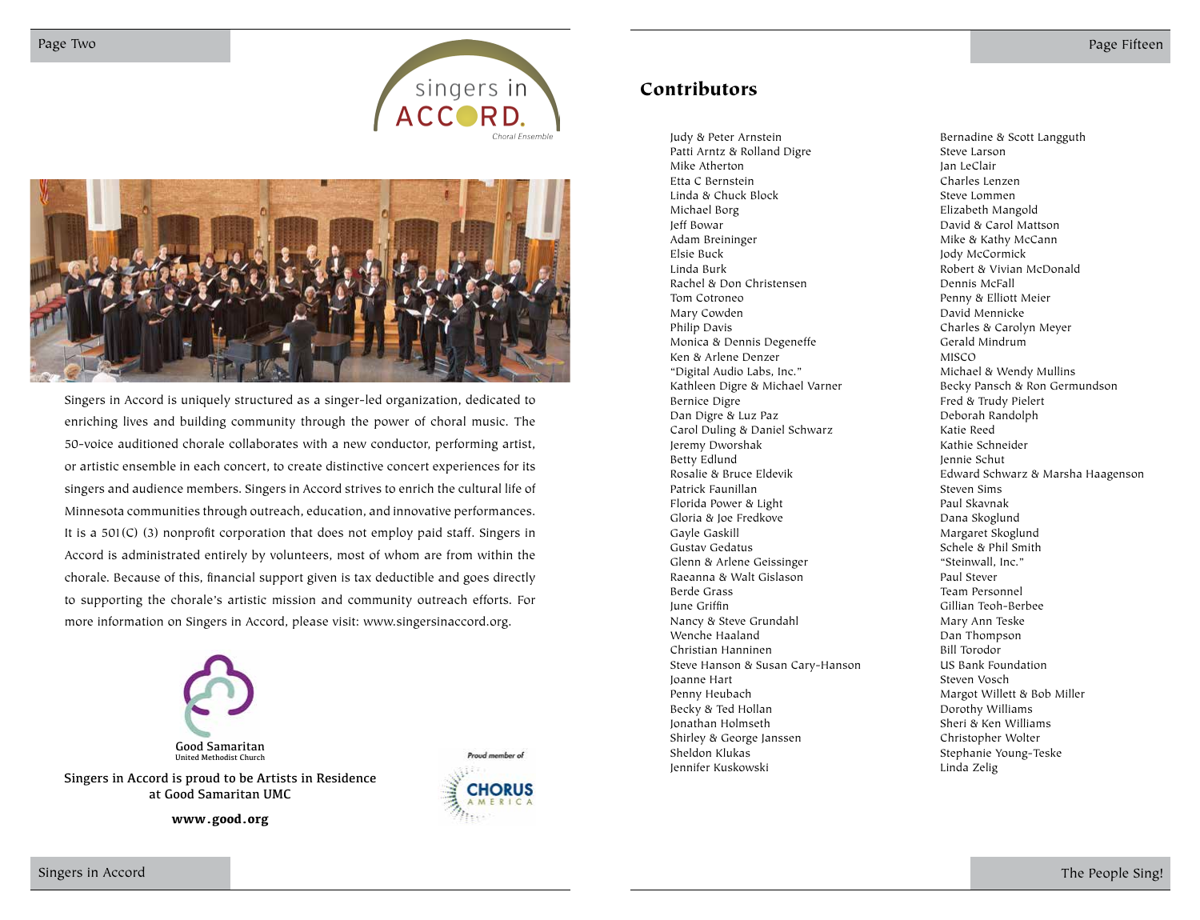singers in ACCORD. Choral Ensemble

Singers in Accord is uniquely structured as a singer-led organization, dedicated to enriching lives and building community through the power of choral music. The 50-voice auditioned chorale collaborates with a new conductor, performing artist, or artistic ensemble in each concert, to create distinctive concert experiences for its singers and audience members. Singers in Accord strives to enrich the cultural life of Minnesota communities through outreach, education, and innovative performances. It is a 501(C) (3) nonprofit corporation that does not employ paid staff. Singers in Accord is administrated entirely by volunteers, most of whom are from within the chorale. Because of this, financial support given is tax deductible and goes directly to supporting the chorale's artistic mission and community outreach efforts. For more information on Singers in Accord, please visit: www.singersinaccord.org.

Good Samaritan
United Methodist Church

Singers in Accord is proud to be Artists in Residence at Good Samaritan UMC

**www.good.org**

Proud member of CHORUS AMERICA

## Contributors

Judy & Peter Arnstein
Patti Arntz & Rolland Digre
Mike Atherton
Etta C Bernstein
Linda & Chuck Block
Michael Borg
Jeff Bowar
Adam Breininger
Elsie Buck
Linda Burk
Rachel & Don Christensen
Tom Cotroneo
Mary Cowden
Philip Davis
Monica & Dennis Degeneffe
Ken & Arlene Denzer
"Digital Audio Labs, Inc."
Kathleen Digre & Michael Varner
Bernice Digre
Dan Digre & Luz Paz
Carol Duling & Daniel Schwarz
Jeremy Dworshak
Betty Edlund
Rosalie & Bruce Eldevik
Patrick Faunillan
Florida Power & Light
Gloria & Joe Fredkove
Gayle Gaskill
Gustav Gedatus
Glenn & Arlene Geissinger
Raeanna & Walt Gislason
Berde Grass
June Griffin
Nancy & Steve Grundahl
Wenche Haaland
Christian Hanninen
Steve Hanson & Susan Cary-Hanson
Joanne Hart
Penny Heubach
Becky & Ted Hollan
Jonathan Holmseth
Shirley & George Janssen
Sheldon Klukas
Jennifer Kuskowski
Bernadine & Scott Langguth
Steve Larson
Jan LeClair
Charles Lenzen
Steve Lommen
Elizabeth Mangold
David & Carol Mattson
Mike & Kathy McCann
Jody McCormick
Robert & Vivian McDonald
Dennis McFall
Penny & Elliott Meier
David Mennicke
Charles & Carolyn Meyer
Gerald Mindrum
MISCO
Michael & Wendy Mullins
Becky Pansch & Ron Germundson
Fred & Trudy Pielert
Deborah Randolph
Katie Reed
Kathie Schneider
Jennie Schut
Edward Schwarz & Marsha Haagenson
Steven Sims
Paul Skavnak
Dana Skoglund
Margaret Skoglund
Schele & Phil Smith
"Steinwall, Inc."
Paul Stever
Team Personnel
Gillian Teoh-Berbee
Mary Ann Teske
Dan Thompson
Bill Torodor
US Bank Foundation
Steven Vosch
Margot Willett & Bob Miller
Dorothy Williams
Sheri & Ken Williams
Christopher Wolter
Stephanie Young-Teske
Linda Zelig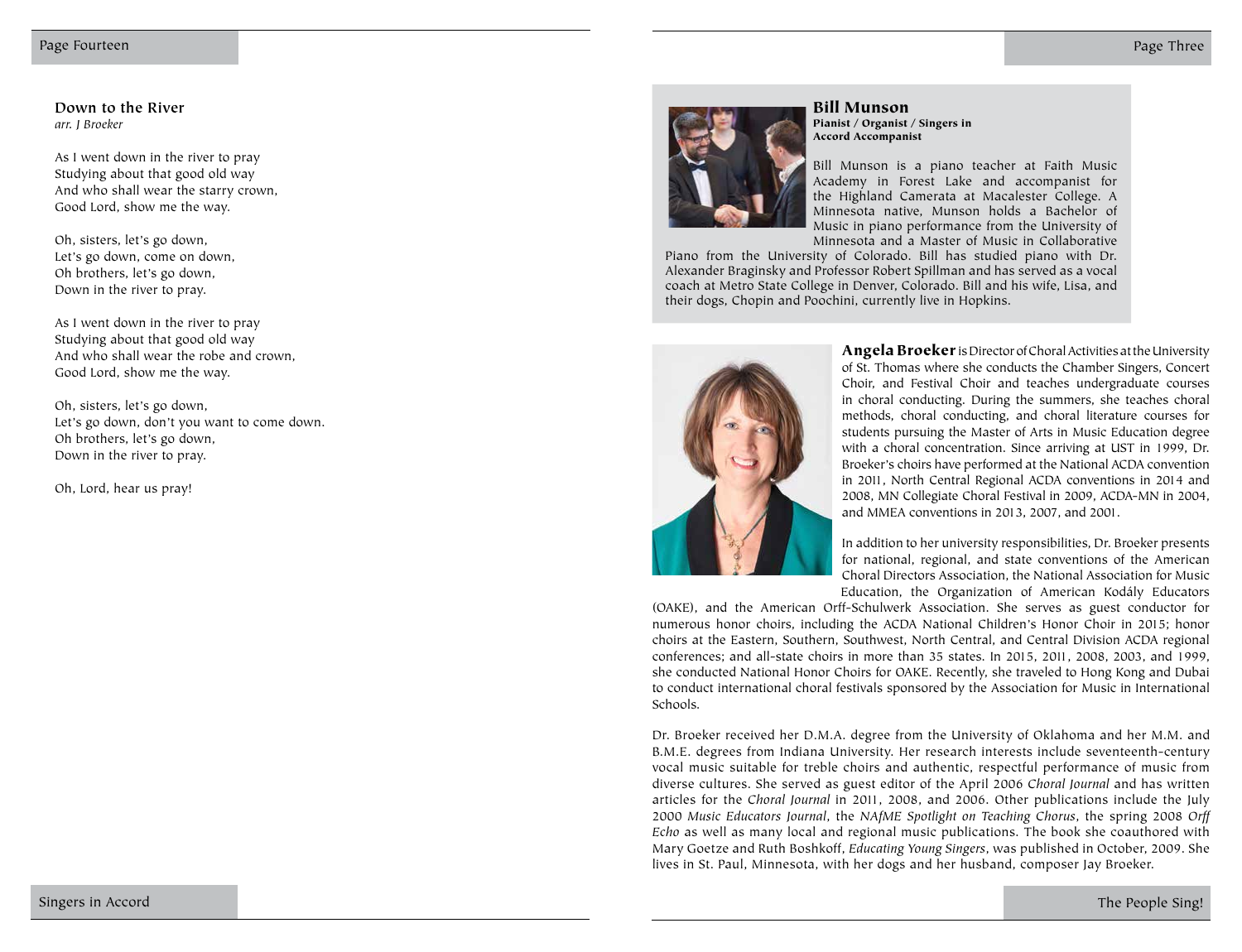## Down to the River

*arr. J Broeker*

As I went down in the river to pray
Studying about that good old way
And who shall wear the starry crown,
Good Lord, show me the way.

Oh, sisters, let's go down,
Let's go down, come on down,
Oh brothers, let's go down,
Down in the river to pray.

As I went down in the river to pray
Studying about that good old way
And who shall wear the robe and crown,
Good Lord, show me the way.

Oh, sisters, let's go down,
Let's go down, don't you want to come down.
Oh brothers, let's go down,
Down in the river to pray.

Oh, Lord, hear us pray!

## Bill Munson

**Pianist / Organist / Singers in Accord Accompanist**

Bill Munson is a piano teacher at Faith Music Academy in Forest Lake and accompanist for the Highland Camerata at Macalester College. A Minnesota native, Munson holds a Bachelor of Music in piano performance from the University of Minnesota and a Master of Music in Collaborative Piano from the University of Colorado. Bill has studied piano with Dr. Alexander Braginsky and Professor Robert Spillman and has served as a vocal coach at Metro State College in Denver, Colorado. Bill and his wife, Lisa, and their dogs, Chopin and Poochini, currently live in Hopkins.

**Angela Broeker** is Director of Choral Activities at the University of St. Thomas where she conducts the Chamber Singers, Concert Choir, and Festival Choir and teaches undergraduate courses in choral conducting. During the summers, she teaches choral methods, choral conducting, and choral literature courses for students pursuing the Master of Arts in Music Education degree with a choral concentration. Since arriving at UST in 1999, Dr. Broeker's choirs have performed at the National ACDA convention in 2011, North Central Regional ACDA conventions in 2014 and 2008, MN Collegiate Choral Festival in 2009, ACDA-MN in 2004, and MMEA conventions in 2013, 2007, and 2001.

In addition to her university responsibilities, Dr. Broeker presents for national, regional, and state conventions of the American Choral Directors Association, the National Association for Music Education, the Organization of American Kodály Educators (OAKE), and the American Orff-Schulwerk Association. She serves as guest conductor for numerous honor choirs, including the ACDA National Children's Honor Choir in 2015; honor choirs at the Eastern, Southern, Southwest, North Central, and Central Division ACDA regional conferences; and all-state choirs in more than 35 states. In 2015, 2011, 2008, 2003, and 1999, she conducted National Honor Choirs for OAKE. Recently, she traveled to Hong Kong and Dubai to conduct international choral festivals sponsored by the Association for Music in International Schools.

Dr. Broeker received her D.M.A. degree from the University of Oklahoma and her M.M. and B.M.E. degrees from Indiana University. Her research interests include seventeenth-century vocal music suitable for treble choirs and authentic, respectful performance of music from diverse cultures. She served as guest editor of the April 2006 *Choral Journal* and has written articles for the *Choral Journal* in 2011, 2008, and 2006. Other publications include the July 2000 *Music Educators Journal*, the *NAfME Spotlight on Teaching Chorus*, the spring 2008 *Orff Echo* as well as many local and regional music publications. The book she coauthored with Mary Goetze and Ruth Boshkoff, *Educating Young Singers*, was published in October, 2009. She lives in St. Paul, Minnesota, with her dogs and her husband, composer Jay Broeker.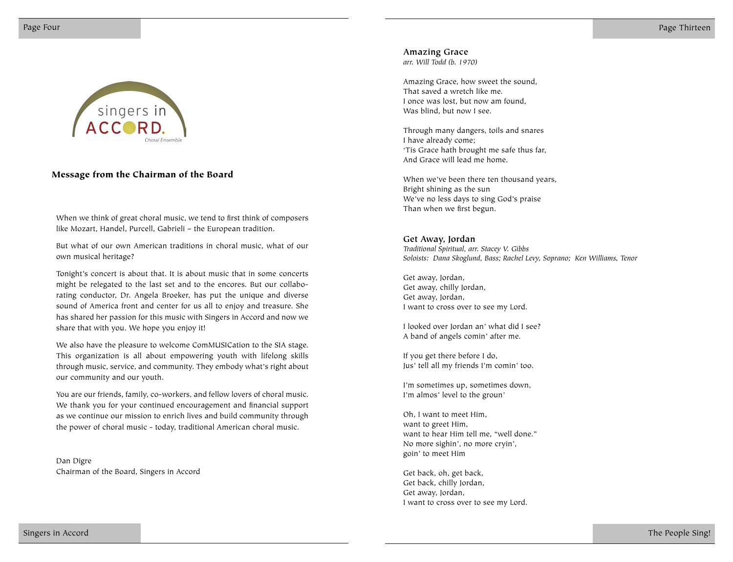singers in ACCORD.
Choral Ensemble

### Message from the Chairman of the Board

When we think of great choral music, we tend to first think of composers like Mozart, Handel, Purcell, Gabrieli – the European tradition.

But what of our own American traditions in choral music, what of our own musical heritage?

Tonight's concert is about that. It is about music that in some concerts might be relegated to the last set and to the encores. But our collaborating conductor, Dr. Angela Broeker, has put the unique and diverse sound of America front and center for us all to enjoy and treasure. She has shared her passion for this music with Singers in Accord and now we share that with you. We hope you enjoy it!

We also have the pleasure to welcome ComMUSICation to the SIA stage. This organization is all about empowering youth with lifelong skills through music, service, and community. They embody what's right about our community and our youth.

You are our friends, family, co-workers, and fellow lovers of choral music. We thank you for your continued encouragement and financial support as we continue our mission to enrich lives and build community through the power of choral music - today, traditional American choral music.

Dan Digre
Chairman of the Board, Singers in Accord

### Amazing Grace
*arr. Will Todd (b. 1970)*

Amazing Grace, how sweet the sound,
That saved a wretch like me.
I once was lost, but now am found,
Was blind, but now I see.

Through many dangers, toils and snares
I have already come;
'Tis Grace hath brought me safe thus far,
And Grace will lead me home.

When we've been there ten thousand years,
Bright shining as the sun
We've no less days to sing God's praise
Than when we first begun.

### Get Away, Jordan
*Traditional Spiritual, arr. Stacey V. Gibbs*
*Soloists: Dana Skoglund, Bass; Rachel Levy, Soprano; Ken Williams, Tenor*

Get away, Jordan,
Get away, chilly Jordan,
Get away, Jordan,
I want to cross over to see my Lord.

I looked over Jordan an' what did I see?
A band of angels comin' after me.

If you get there before I do,
Jus' tell all my friends I'm comin' too.

I'm sometimes up, sometimes down,
I'm almos' level to the groun'

Oh, I want to meet Him,
want to greet Him,
want to hear Him tell me, "well done."
No more sighin', no more cryin',
goin' to meet Him

Get back, oh, get back,
Get back, chilly Jordan,
Get away, Jordan,
I want to cross over to see my Lord.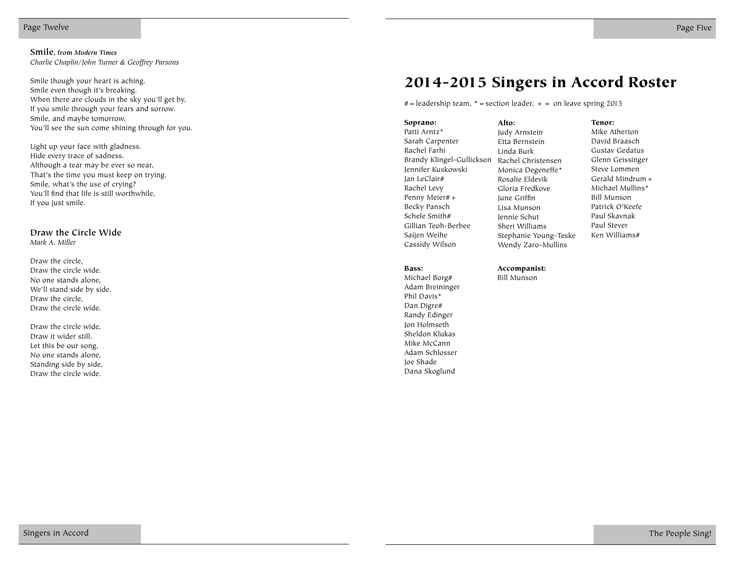**Smile**, from ***Modern Times***
*Charlie Chaplin/John Turner & Geoffrey Parsons*

Smile though your heart is aching.
Smile even though it's breaking.
When there are clouds in the sky you'll get by,
If you smile through your fears and sorrow.
Smile, and maybe tomorrow,
You'll see the sun come shining through for you.

Light up your face with gladness.
Hide every trace of sadness.
Although a tear may be ever so near,
That's the time you must keep on trying.
Smile, what's the use of crying?
You'll find that life is still worthwhile,
If you just smile.

**Draw the Circle Wide**
*Mark A. Miller*

Draw the circle,
Draw the circle wide.
No one stands alone,
We'll stand side by side.
Draw the circle,
Draw the circle wide.

Draw the circle wide,
Draw it wider still.
Let this be our song,
No one stands alone,
Standing side by side,
Draw the circle wide.

# 2014-2015 Singers in Accord Roster

# = leadership team, * = section leader, + = on leave spring 2015

**Soprano:**
Patti Arntz*
Sarah Carpenter
Rachel Farhi
Brandy Klingel-Gullickson
Jennifer Kuskowski
Jan LeClair#
Rachel Levy
Penny Meier# +
Becky Pansch
Schele Smith#
Gillian Teoh-Berbee
Saijen Weihe
Cassidy Wilson

**Alto:**
Judy Arnstein
Etta Bernstein
Linda Burk
Rachel Christensen
Monica Degeneffe*
Rosalie Eldevik
Gloria Fredkove
June Griffin
Lisa Munson
Jennie Schut
Sheri Williams
Stephanie Young-Teske
Wendy Zaro-Mullins

**Tenor:**
Mike Atherton
David Braasch
Gustav Gedatus
Glenn Geissinger
Steve Lommen
Gerald Mindrum +
Michael Mullins*
Bill Munson
Patrick O'Keefe
Paul Skavnak
Paul Stever
Ken Williams#

**Bass:**
Michael Borg#
Adam Breininger
Phil Davis*
Dan Digre#
Randy Edinger
Jon Holmseth
Sheldon Klukas
Mike McCann
Adam Schlosser
Joe Shade
Dana Skoglund

**Accompanist:**
Bill Munson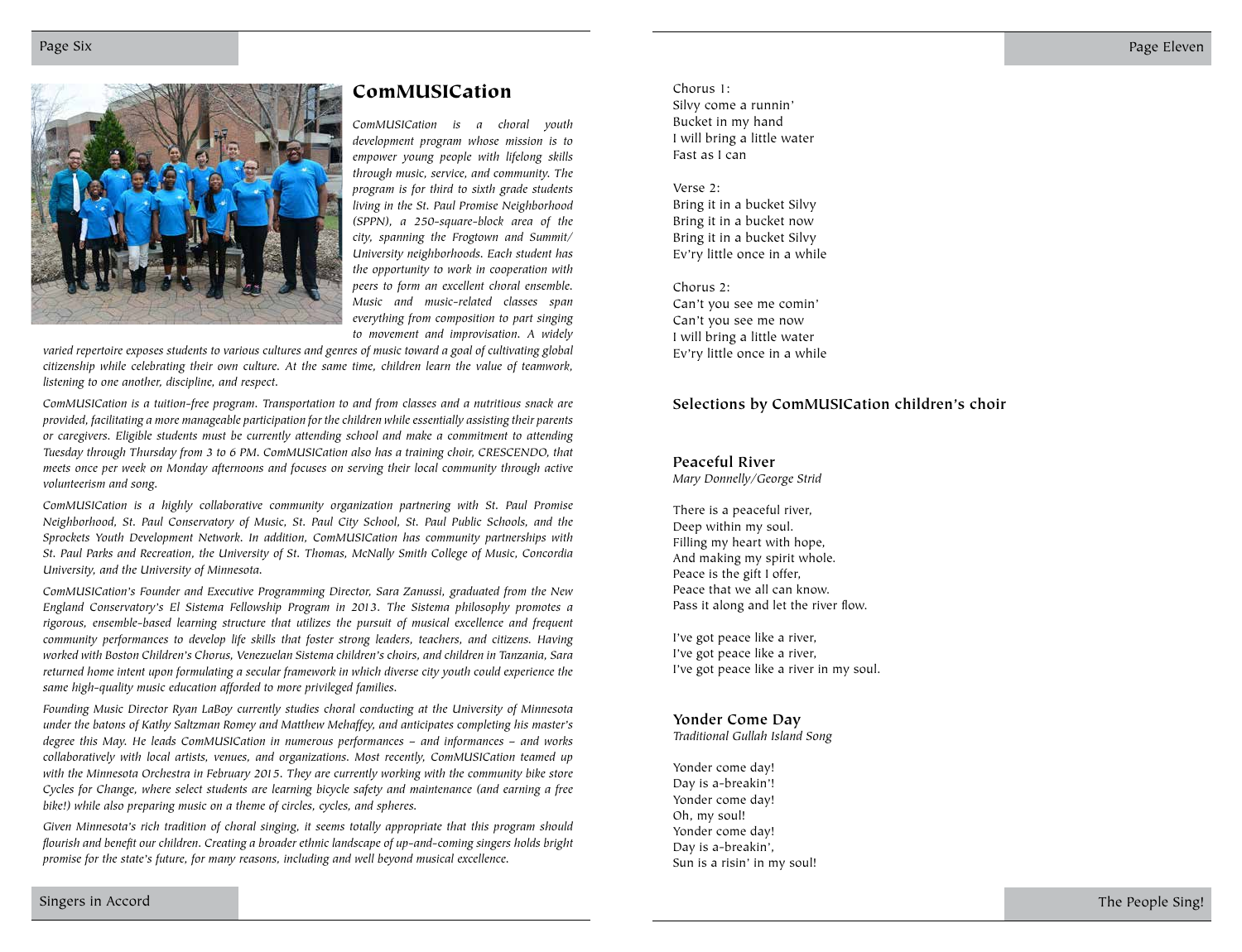## ComMUSICation

*ComMUSICation is a choral youth development program whose mission is to empower young people with lifelong skills through music, service, and community. The program is for third to sixth grade students living in the St. Paul Promise Neighborhood (SPPN), a 250-square-block area of the city, spanning the Frogtown and Summit/University neighborhoods. Each student has the opportunity to work in cooperation with peers to form an excellent choral ensemble. Music and music-related classes span everything from composition to part singing to movement and improvisation. A widely varied repertoire exposes students to various cultures and genres of music toward a goal of cultivating global citizenship while celebrating their own culture. At the same time, children learn the value of teamwork, listening to one another, discipline, and respect.*

*ComMUSICation is a tuition-free program. Transportation to and from classes and a nutritious snack are provided, facilitating a more manageable participation for the children while essentially assisting their parents or caregivers. Eligible students must be currently attending school and make a commitment to attending Tuesday through Thursday from 3 to 6 PM. ComMUSICation also has a training choir, CRESCENDO, that meets once per week on Monday afternoons and focuses on serving their local community through active volunteerism and song.*

*ComMUSICation is a highly collaborative community organization partnering with St. Paul Promise Neighborhood, St. Paul Conservatory of Music, St. Paul City School, St. Paul Public Schools, and the Sprockets Youth Development Network. In addition, ComMUSICation has community partnerships with St. Paul Parks and Recreation, the University of St. Thomas, McNally Smith College of Music, Concordia University, and the University of Minnesota.*

*ComMUSICation's Founder and Executive Programming Director, Sara Zanussi, graduated from the New England Conservatory's El Sistema Fellowship Program in 2013. The Sistema philosophy promotes a rigorous, ensemble-based learning structure that utilizes the pursuit of musical excellence and frequent community performances to develop life skills that foster strong leaders, teachers, and citizens. Having worked with Boston Children's Chorus, Venezuelan Sistema children's choirs, and children in Tanzania, Sara returned home intent upon formulating a secular framework in which diverse city youth could experience the same high-quality music education afforded to more privileged families.*

*Founding Music Director Ryan LaBoy currently studies choral conducting at the University of Minnesota under the batons of Kathy Saltzman Romey and Matthew Mehaffey, and anticipates completing his master's degree this May. He leads ComMUSICation in numerous performances – and informances – and works collaboratively with local artists, venues, and organizations. Most recently, ComMUSICation teamed up with the Minnesota Orchestra in February 2015. They are currently working with the community bike store Cycles for Change, where select students are learning bicycle safety and maintenance (and earning a free bike!) while also preparing music on a theme of circles, cycles, and spheres.*

*Given Minnesota's rich tradition of choral singing, it seems totally appropriate that this program should flourish and benefit our children. Creating a broader ethnic landscape of up-and-coming singers holds bright promise for the state's future, for many reasons, including and well beyond musical excellence.*

Chorus 1:
Silvy come a runnin'
Bucket in my hand
I will bring a little water
Fast as I can

Verse 2:
Bring it in a bucket Silvy
Bring it in a bucket now
Bring it in a bucket Silvy
Ev'ry little once in a while

Chorus 2:
Can't you see me comin'
Can't you see me now
I will bring a little water
Ev'ry little once in a while

### Selections by ComMUSICation children's choir

### Peaceful River

*Mary Donnelly/George Strid*

There is a peaceful river,
Deep within my soul.
Filling my heart with hope,
And making my spirit whole.
Peace is the gift I offer,
Peace that we all can know.
Pass it along and let the river flow.

I've got peace like a river,
I've got peace like a river,
I've got peace like a river in my soul.

### Yonder Come Day

*Traditional Gullah Island Song*

Yonder come day!
Day is a-breakin'!
Yonder come day!
Oh, my soul!
Yonder come day!
Day is a-breakin',
Sun is a risin' in my soul!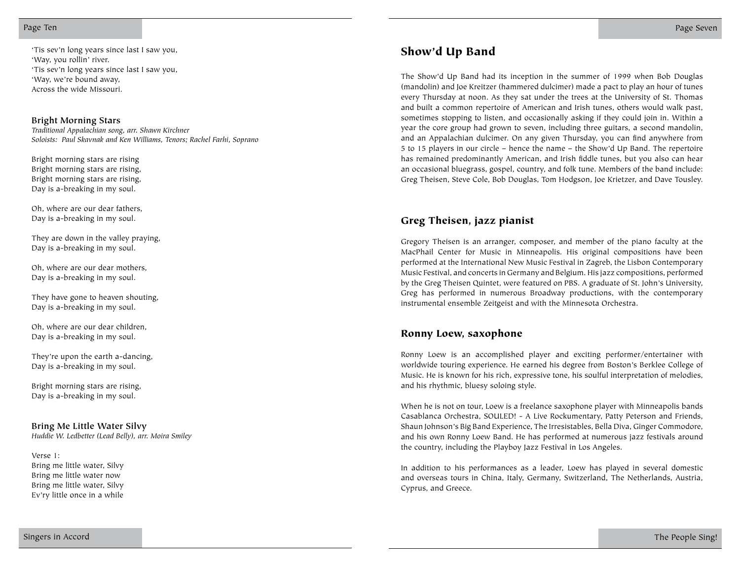'Tis sev'n long years since last I saw you,
'Way, you rollin' river.
'Tis sev'n long years since last I saw you,
'Way, we're bound away,
Across the wide Missouri.

### Bright Morning Stars

*Traditional Appalachian song, arr. Shawn Kirchner*
*Soloists: Paul Skavnak and Ken Williams, Tenors; Rachel Farhi, Soprano*

Bright morning stars are rising
Bright morning stars are rising,
Bright morning stars are rising,
Day is a-breaking in my soul.

Oh, where are our dear fathers,
Day is a-breaking in my soul.

They are down in the valley praying,
Day is a-breaking in my soul.

Oh, where are our dear mothers,
Day is a-breaking in my soul.

They have gone to heaven shouting,
Day is a-breaking in my soul.

Oh, where are our dear children,
Day is a-breaking in my soul.

They're upon the earth a-dancing,
Day is a-breaking in my soul.

Bright morning stars are rising,
Day is a-breaking in my soul.

### Bring Me Little Water Silvy

*Huddie W. Ledbetter (Lead Belly), arr. Moira Smiley*

Verse 1:
Bring me little water, Silvy
Bring me little water now
Bring me little water, Silvy
Ev'ry little once in a while

## Show'd Up Band

The Show'd Up Band had its inception in the summer of 1999 when Bob Douglas (mandolin) and Joe Kreitzer (hammered dulcimer) made a pact to play an hour of tunes every Thursday at noon. As they sat under the trees at the University of St. Thomas and built a common repertoire of American and Irish tunes, others would walk past, sometimes stopping to listen, and occasionally asking if they could join in. Within a year the core group had grown to seven, including three guitars, a second mandolin, and an Appalachian dulcimer. On any given Thursday, you can find anywhere from 5 to 15 players in our circle – hence the name – the Show'd Up Band. The repertoire has remained predominantly American, and Irish fiddle tunes, but you also can hear an occasional bluegrass, gospel, country, and folk tune. Members of the band include: Greg Theisen, Steve Cole, Bob Douglas, Tom Hodgson, Joe Krietzer, and Dave Tousley.

## Greg Theisen, jazz pianist

Gregory Theisen is an arranger, composer, and member of the piano faculty at the MacPhail Center for Music in Minneapolis. His original compositions have been performed at the International New Music Festival in Zagreb, the Lisbon Contemporary Music Festival, and concerts in Germany and Belgium. His jazz compositions, performed by the Greg Theisen Quintet, were featured on PBS. A graduate of St. John's University, Greg has performed in numerous Broadway productions, with the contemporary instrumental ensemble Zeitgeist and with the Minnesota Orchestra.

## Ronny Loew, saxophone

Ronny Loew is an accomplished player and exciting performer/entertainer with worldwide touring experience. He earned his degree from Boston's Berklee College of Music. He is known for his rich, expressive tone, his soulful interpretation of melodies, and his rhythmic, bluesy soloing style.

When he is not on tour, Loew is a freelance saxophone player with Minneapolis bands Casablanca Orchestra, SOULED! – A Live Rockumentary, Patty Peterson and Friends, Shaun Johnson's Big Band Experience, The Irresistables, Bella Diva, Ginger Commodore, and his own Ronny Loew Band. He has performed at numerous jazz festivals around the country, including the Playboy Jazz Festival in Los Angeles.

In addition to his performances as a leader, Loew has played in several domestic and overseas tours in China, Italy, Germany, Switzerland, The Netherlands, Austria, Cyprus, and Greece.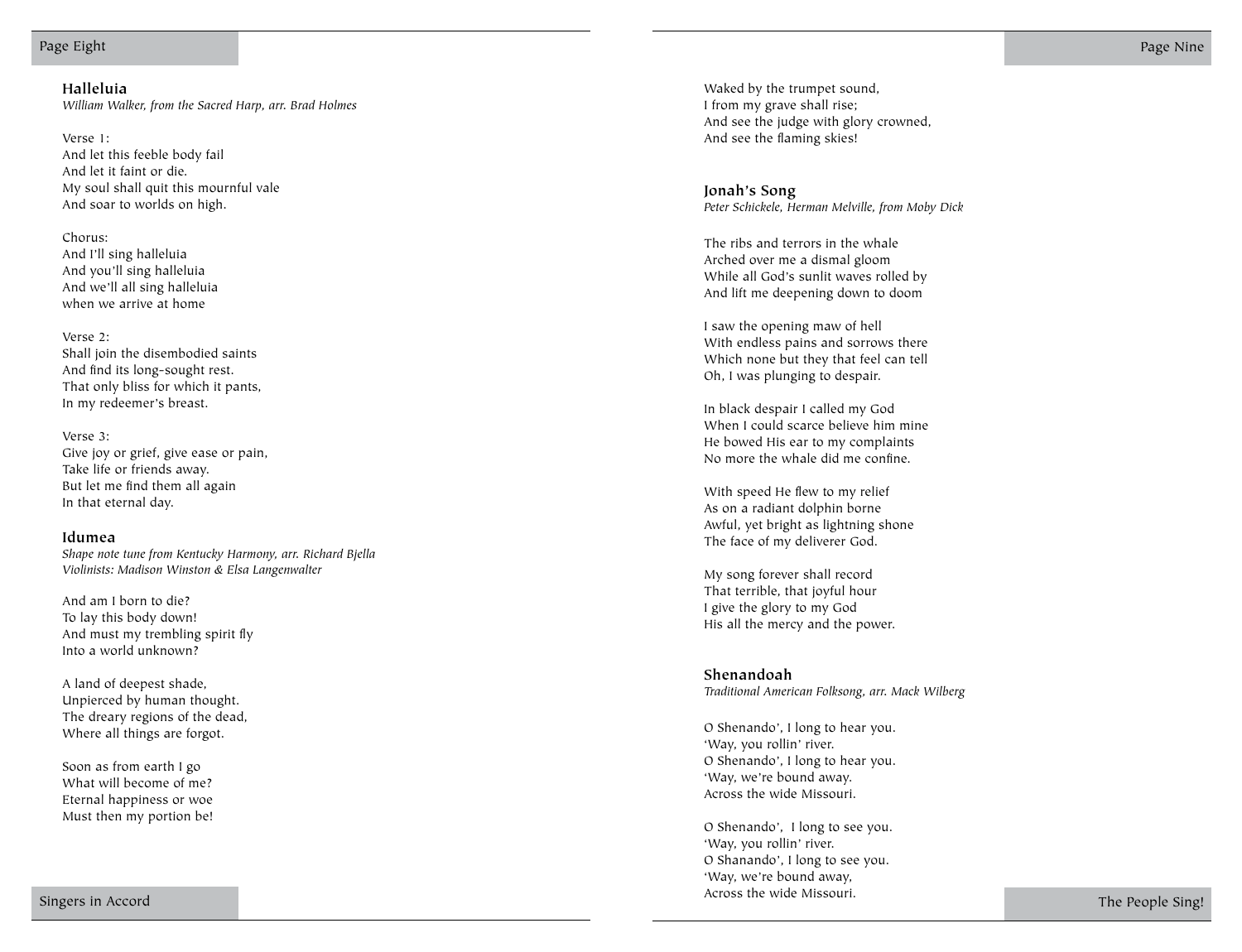### Halleluia

*William Walker, from the Sacred Harp, arr. Brad Holmes*

Verse 1:
And let this feeble body fail
And let it faint or die.
My soul shall quit this mournful vale
And soar to worlds on high.

Chorus:
And I'll sing halleluia
And you'll sing halleluia
And we'll all sing halleluia
when we arrive at home

Verse 2:
Shall join the disembodied saints
And find its long-sought rest.
That only bliss for which it pants,
In my redeemer's breast.

Verse 3:
Give joy or grief, give ease or pain,
Take life or friends away.
But let me find them all again
In that eternal day.

### Idumea

*Shape note tune from Kentucky Harmony, arr. Richard Bjella*
*Violinists: Madison Winston & Elsa Langenwalter*

And am I born to die?
To lay this body down!
And must my trembling spirit fly
Into a world unknown?

A land of deepest shade,
Unpierced by human thought.
The dreary regions of the dead,
Where all things are forgot.

Soon as from earth I go
What will become of me?
Eternal happiness or woe
Must then my portion be!

Waked by the trumpet sound,
I from my grave shall rise;
And see the judge with glory crowned,
And see the flaming skies!

### Jonah's Song

*Peter Schickele, Herman Melville, from Moby Dick*

The ribs and terrors in the whale
Arched over me a dismal gloom
While all God's sunlit waves rolled by
And lift me deepening down to doom

I saw the opening maw of hell
With endless pains and sorrows there
Which none but they that feel can tell
Oh, I was plunging to despair.

In black despair I called my God
When I could scarce believe him mine
He bowed His ear to my complaints
No more the whale did me confine.

With speed He flew to my relief
As on a radiant dolphin borne
Awful, yet bright as lightning shone
The face of my deliverer God.

My song forever shall record
That terrible, that joyful hour
I give the glory to my God
His all the mercy and the power.

### Shenandoah

*Traditional American Folksong, arr. Mack Wilberg*

O Shenando', I long to hear you.
'Way, you rollin' river.
O Shenando', I long to hear you.
'Way, we're bound away.
Across the wide Missouri.

O Shenando', I long to see you.
'Way, you rollin' river.
O Shanando', I long to see you.
'Way, we're bound away,
Across the wide Missouri.